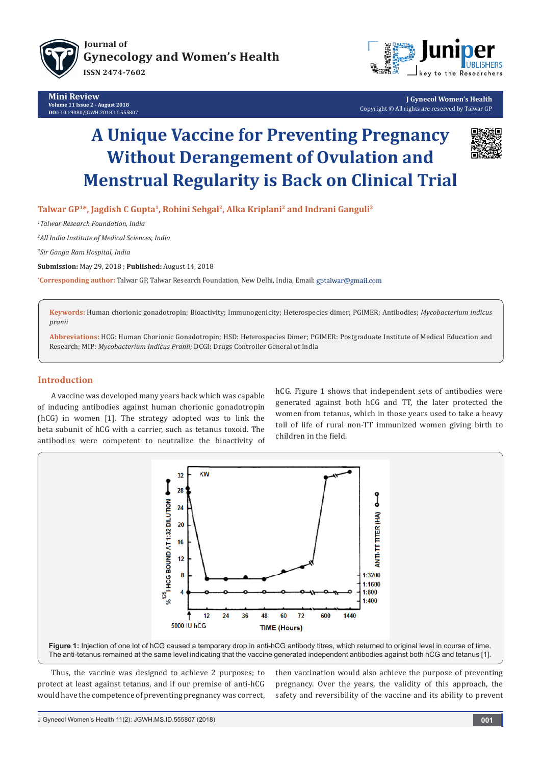# A Unique Vaccine for Preventing Pregnancy Without Derangement of Ovulation and Menstrual Regularity is Back on Clinical Trial

**Talwar GP[1]*, Jagdish C Gupta[1], Rohini Sehgal[2], Alka Kriplani[2] and Indrani Ganguli[3]**

[1]*Talwar Research Foundation, India*

[2]*All India Institute of Medical Sciences, India*

[3]*Sir Ganga Ram Hospital, India*

**Submission:** May 29, 2018 ; **Published:** August 14, 2018

***Corresponding author:** Talwar GP, Talwar Research Foundation, New Delhi, India, Email: gptalwar@gmail.com

**Keywords:** Human chorionic gonadotropin; Bioactivity; Immunogenicity; Heterospecies dimer; PGIMER; Antibodies; *Mycobacterium indicus pranii*

**Abbreviations:** HCG: Human Chorionic Gonadotropin; HSD: Heterospecies Dimer; PGIMER: Postgraduate Institute of Medical Education and Research; MIP: *Mycobacterium Indicus Pranii;* DCGI: Drugs Controller General of India

## Introduction

A vaccine was developed many years back which was capable of inducing antibodies against human chorionic gonadotropin (hCG) in women [1]. The strategy adopted was to link the beta subunit of hCG with a carrier, such as tetanus toxoid. The antibodies were competent to neutralize the bioactivity of hCG. Figure 1 shows that independent sets of antibodies were generated against both hCG and TT, the later protected the women from tetanus, which in those years used to take a heavy toll of life of rural non-TT immunized women giving birth to children in the field.

**Figure 1:** Injection of one lot of hCG caused a temporary drop in anti-hCG antibody titres, which returned to original level in course of time. The anti-tetanus remained at the same level indicating that the vaccine generated independent antibodies against both hCG and tetanus [1].

Thus, the vaccine was designed to achieve 2 purposes; to protect at least against tetanus, and if our premise of anti-hCG would have the competence of preventing pregnancy was correct, then vaccination would also achieve the purpose of preventing pregnancy. Over the years, the validity of this approach, the safety and reversibility of the vaccine and its ability to prevent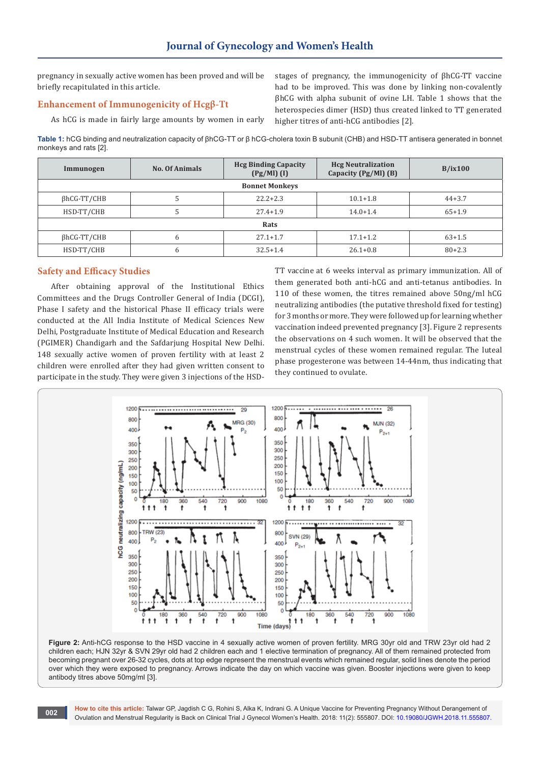pregnancy in sexually active women has been proved and will be briefly recapitulated in this article.

## Enhancement of Immunogenicity of Hcgβ-Tt

As hCG is made in fairly large amounts by women in early stages of pregnancy, the immunogenicity of βhCG-TT vaccine had to be improved. This was done by linking non-covalently βhCG with alpha subunit of ovine LH. Table 1 shows that the heterospecies dimer (HSD) thus created linked to TT generated higher titres of anti-hCG antibodies [2].

**Table 1:** hCG binding and neutralization capacity of βhCG-TT or β hCG-cholera toxin B subunit (CHB) and HSD-TT antisera generated in bonnet monkeys and rats [2].

| Immunogen | No. Of Animals | Hcg Binding Capacity (Pg/Ml) (I) | Hcg Neutralization Capacity (Pg/Ml) (B) | B/ix100 |
|---|---|---|---|---|
| **Bonnet Monkeys** | | | | |
| βhCG-TT/CHB | 5 | 22.2+2.3 | 10.1+1.8 | 44+3.7 |
| HSD-TT/CHB | 5 | 27.4+1.9 | 14.0+1.4 | 65+1.9 |
| **Rats** | | | | |
| βhCG-TT/CHB | 6 | 27.1+1.7 | 17.1+1.2 | 63+1.5 |
| HSD-TT/CHB | 6 | 32.5+1.4 | 26.1+0.8 | 80+2.3 |

## Safety and Efficacy Studies

After obtaining approval of the Institutional Ethics Committees and the Drugs Controller General of India (DCGI), Phase I safety and the historical Phase II efficacy trials were conducted at the All India Institute of Medical Sciences New Delhi, Postgraduate Institute of Medical Education and Research (PGIMER) Chandigarh and the Safdarjung Hospital New Delhi. 148 sexually active women of proven fertility with at least 2 children were enrolled after they had given written consent to participate in the study. They were given 3 injections of the HSD-TT vaccine at 6 weeks interval as primary immunization. All of them generated both anti-hCG and anti-tetanus antibodies. In 110 of these women, the titres remained above 50ng/ml hCG neutralizing antibodies (the putative threshold fixed for testing) for 3 months or more. They were followed up for learning whether vaccination indeed prevented pregnancy [3]. Figure 2 represents the observations on 4 such women. It will be observed that the menstrual cycles of these women remained regular. The luteal phase progesterone was between 14-44nm, thus indicating that they continued to ovulate.

**Figure 2:** Anti-hCG response to the HSD vaccine in 4 sexually active women of proven fertility. MRG 30yr old and TRW 23yr old had 2 children each; HJN 32yr & SVN 29yr old had 2 children each and 1 elective termination of pregnancy. All of them remained protected from becoming pregnant over 26-32 cycles, dots at top edge represent the menstrual events which remained regular, solid lines denote the period over which they were exposed to pregnancy. Arrows indicate the day on which vaccine was given. Booster injections were given to keep antibody titres above 50mg/ml [3].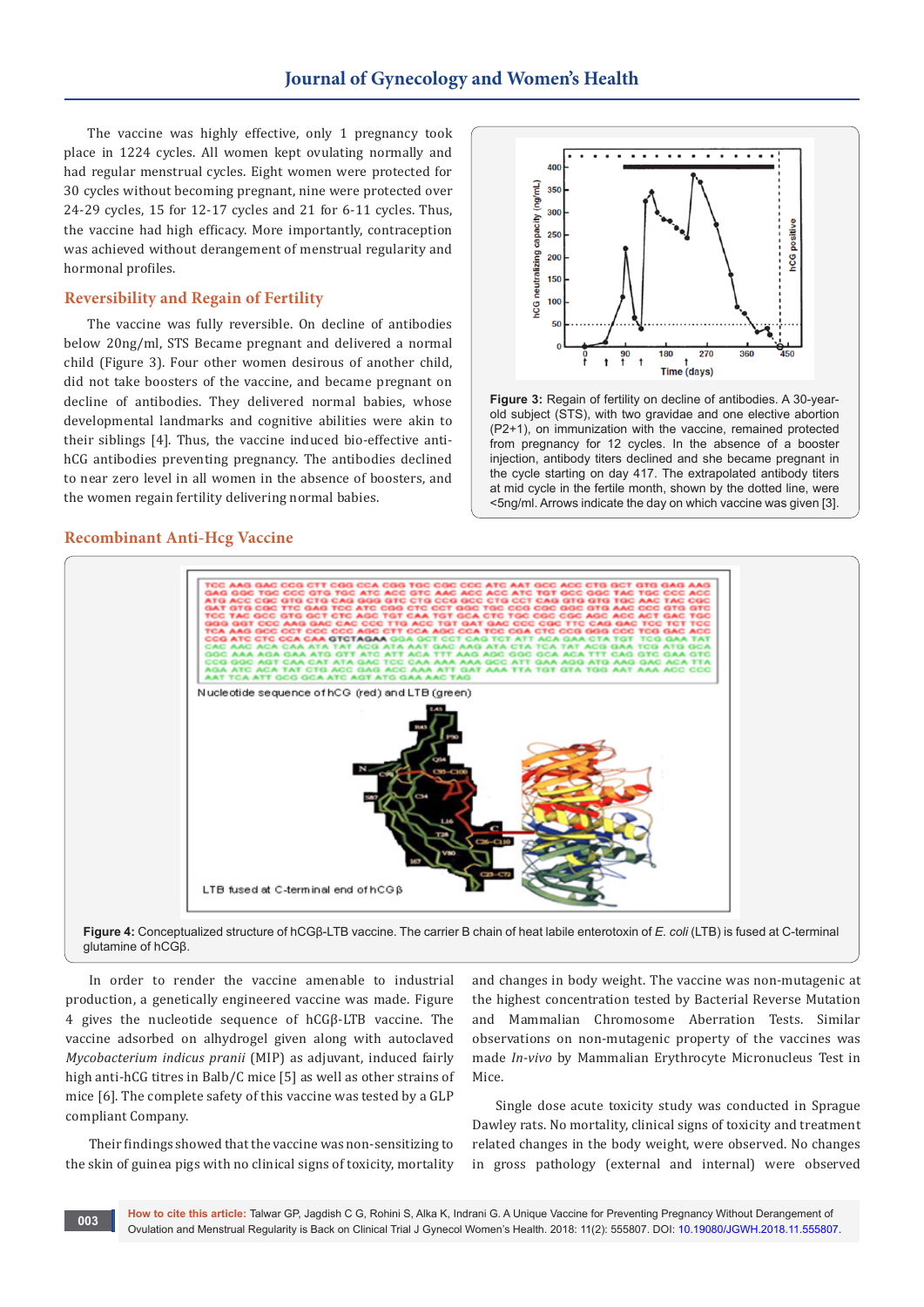The vaccine was highly effective, only 1 pregnancy took place in 1224 cycles. All women kept ovulating normally and had regular menstrual cycles. Eight women were protected for 30 cycles without becoming pregnant, nine were protected over 24-29 cycles, 15 for 12-17 cycles and 21 for 6-11 cycles. Thus, the vaccine had high efficacy. More importantly, contraception was achieved without derangement of menstrual regularity and hormonal profiles.

## Reversibility and Regain of Fertility

The vaccine was fully reversible. On decline of antibodies below 20ng/ml, STS Became pregnant and delivered a normal child (Figure 3). Four other women desirous of another child, did not take boosters of the vaccine, and became pregnant on decline of antibodies. They delivered normal babies, whose developmental landmarks and cognitive abilities were akin to their siblings [4]. Thus, the vaccine induced bio-effective anti-hCG antibodies preventing pregnancy. The antibodies declined to near zero level in all women in the absence of boosters, and the women regain fertility delivering normal babies.

**Figure 3:** Regain of fertility on decline of antibodies. A 30-year-old subject (STS), with two gravidae and one elective abortion (P2+1), on immunization with the vaccine, remained protected from pregnancy for 12 cycles. In the absence of a booster injection, antibody titers declined and she became pregnant in the cycle starting on day 417. The extrapolated antibody titers at mid cycle in the fertile month, shown by the dotted line, were <5ng/ml. Arrows indicate the day on which vaccine was given [3].

## Recombinant Anti-Hcg Vaccine

**Figure 4:** Conceptualized structure of hCGβ-LTB vaccine. The carrier B chain of heat labile enterotoxin of *E. coli* (LTB) is fused at C-terminal glutamine of hCGβ.

In order to render the vaccine amenable to industrial production, a genetically engineered vaccine was made. Figure 4 gives the nucleotide sequence of hCGβ-LTB vaccine. The vaccine adsorbed on alhydrogel given along with autoclaved *Mycobacterium indicus pranii* (MIP) as adjuvant, induced fairly high anti-hCG titres in Balb/C mice [5] as well as other strains of mice [6]. The complete safety of this vaccine was tested by a GLP compliant Company.

Their findings showed that the vaccine was non-sensitizing to the skin of guinea pigs with no clinical signs of toxicity, mortality and changes in body weight. The vaccine was non-mutagenic at the highest concentration tested by Bacterial Reverse Mutation and Mammalian Chromosome Aberration Tests. Similar observations on non-mutagenic property of the vaccines was made *In-vivo* by Mammalian Erythrocyte Micronucleus Test in Mice.

Single dose acute toxicity study was conducted in Sprague Dawley rats. No mortality, clinical signs of toxicity and treatment related changes in the body weight, were observed. No changes in gross pathology (external and internal) were observed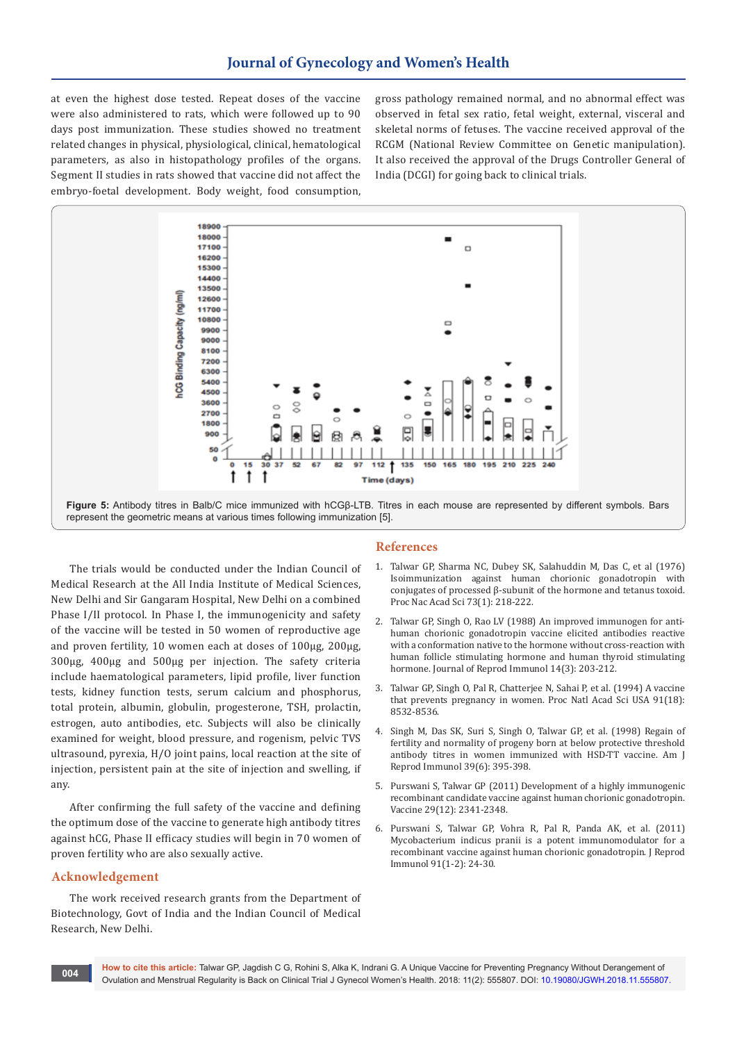at even the highest dose tested. Repeat doses of the vaccine were also administered to rats, which were followed up to 90 days post immunization. These studies showed no treatment related changes in physical, physiological, clinical, hematological parameters, as also in histopathology profiles of the organs. Segment II studies in rats showed that vaccine did not affect the embryo-foetal development. Body weight, food consumption, gross pathology remained normal, and no abnormal effect was observed in fetal sex ratio, fetal weight, external, visceral and skeletal norms of fetuses. The vaccine received approval of the RCGM (National Review Committee on Genetic manipulation). It also received the approval of the Drugs Controller General of India (DCGI) for going back to clinical trials.

**Figure 5:** Antibody titres in Balb/C mice immunized with hCGβ-LTB. Titres in each mouse are represented by different symbols. Bars represent the geometric means at various times following immunization [5].

The trials would be conducted under the Indian Council of Medical Research at the All India Institute of Medical Sciences, New Delhi and Sir Gangaram Hospital, New Delhi on a combined Phase I/II protocol. In Phase I, the immunogenicity and safety of the vaccine will be tested in 50 women of reproductive age and proven fertility, 10 women each at doses of 100µg, 200µg, 300µg, 400µg and 500µg per injection. The safety criteria include haematological parameters, lipid profile, liver function tests, kidney function tests, serum calcium and phosphorus, total protein, albumin, globulin, progesterone, TSH, prolactin, estrogen, auto antibodies, etc. Subjects will also be clinically examined for weight, blood pressure, and rogenism, pelvic TVS ultrasound, pyrexia, H/O joint pains, local reaction at the site of injection, persistent pain at the site of injection and swelling, if any.

After confirming the full safety of the vaccine and defining the optimum dose of the vaccine to generate high antibody titres against hCG, Phase II efficacy studies will begin in 70 women of proven fertility who are also sexually active.

## Acknowledgement

The work received research grants from the Department of Biotechnology, Govt of India and the Indian Council of Medical Research, New Delhi.

## References

1. Talwar GP, Sharma NC, Dubey SK, Salahuddin M, Das C, et al (1976) Isoimmunization against human chorionic gonadotropin with conjugates of processed β-subunit of the hormone and tetanus toxoid. Proc Nac Acad Sci 73(1): 218-222.
2. Talwar GP, Singh O, Rao LV (1988) An improved immunogen for anti-human chorionic gonadotropin vaccine elicited antibodies reactive with a conformation native to the hormone without cross-reaction with human follicle stimulating hormone and human thyroid stimulating hormone. Journal of Reprod Immunol 14(3): 203-212.
3. Talwar GP, Singh O, Pal R, Chatterjee N, Sahai P, et al (1994) A vaccine that prevents pregnancy in women. Proc Natl Acad Sci USA 91(18): 8532-8536.
4. Singh M, Das SK, Suri S, Singh O, Talwar GP, et al. (1998) Regain of fertility and normality of progeny born at below protective threshold antibody titres in women immunized with HSD-TT vaccine. Am J Reprod Immunol 39(6): 395-398.
5. Purswani S, Talwar GP (2011) Development of a highly immunogenic recombinant candidate vaccine against human chorionic gonadotropin. Vaccine 29(12): 2341-2348.
6. Purswani S, Talwar GP, Vohra R, Pal R, Panda AK, et al. (2011) Mycobacterium indicus pranii is a potent immunomodulator for a recombinant vaccine against human chorionic gonadotropin. J Reprod Immunol 91(1-2): 24-30.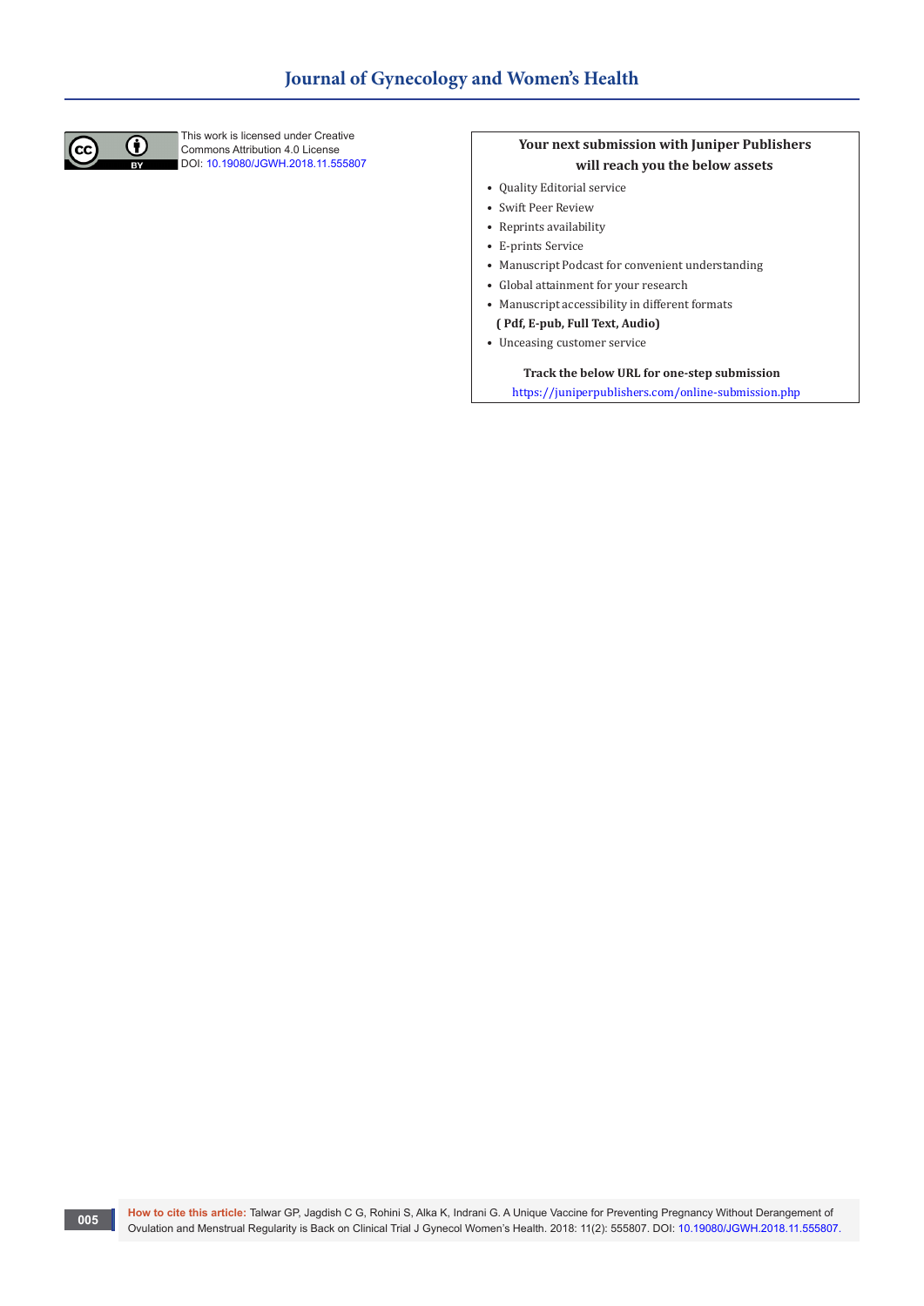This work is licensed under Creative Commons Attribution 4.0 License
DOI: 10.19080/JGWH.2018.11.555807

**Your next submission with Juniper Publishers will reach you the below assets**

- Quality Editorial service
- Swift Peer Review
- Reprints availability
- E-prints Service
- Manuscript Podcast for convenient understanding
- Global attainment for your research
- Manuscript accessibility in different formats

**( Pdf, E-pub, Full Text, Audio)**

- Unceasing customer service

**Track the below URL for one-step submission**

https://juniperpublishers.com/online-submission.php

**How to cite this article:** Talwar GP, Jagdish C G, Rohini S, Alka K, Indrani G. A Unique Vaccine for Preventing Pregnancy Without Derangement of Ovulation and Menstrual Regularity is Back on Clinical Trial J Gynecol Women's Health. 2018: 11(2): 555807. DOI: 10.19080/JGWH.2018.11.555807.